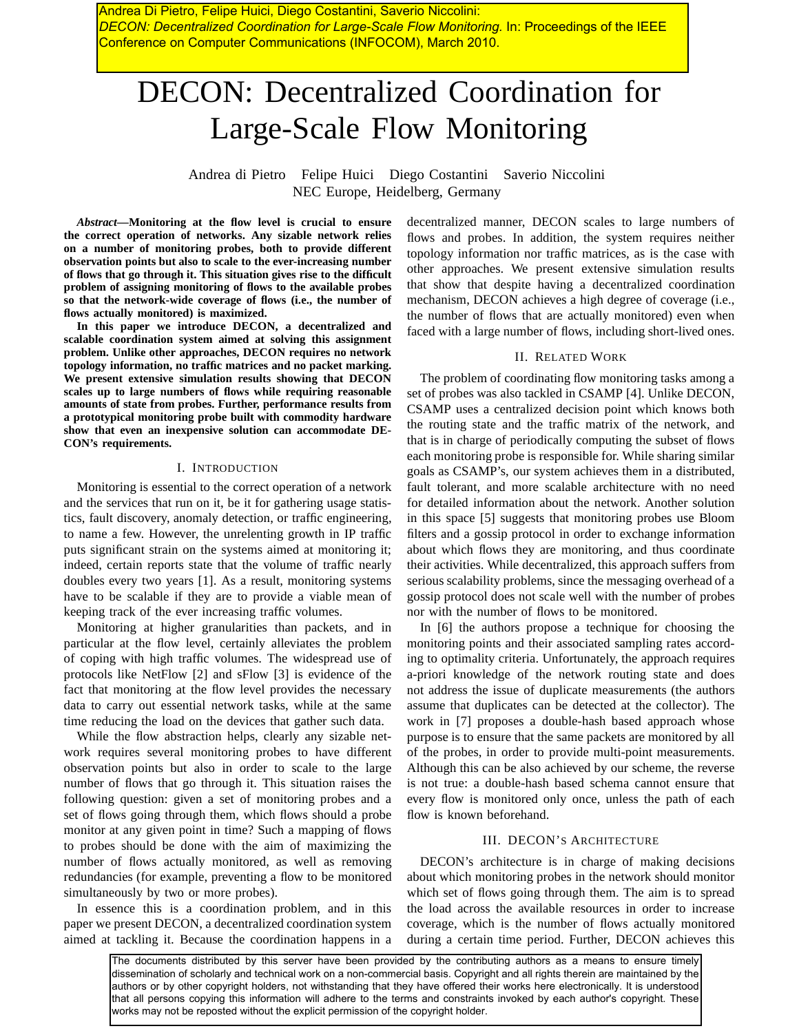Andrea Di Pietro, Felipe Huici, Diego Costantini, Saverio Niccolini:
*DECON: Decentralized Coordination for Large-Scale Flow Monitoring.* In: Proceedings of the IEEE Conference on Computer Communications (INFOCOM), March 2010.

# DECON: Decentralized Coordination for Large-Scale Flow Monitoring

Andrea di Pietro  Felipe Huici  Diego Costantini  Saverio Niccolini
NEC Europe, Heidelberg, Germany

***Abstract*—Monitoring at the flow level is crucial to ensure the correct operation of networks. Any sizable network relies on a number of monitoring probes, both to provide different observation points but also to scale to the ever-increasing number of flows that go through it. This situation gives rise to the difficult problem of assigning monitoring of flows to the available probes so that the network-wide coverage of flows (i.e., the number of flows actually monitored) is maximized.**

**In this paper we introduce DECON, a decentralized and scalable coordination system aimed at solving this assignment problem. Unlike other approaches, DECON requires no network topology information, no traffic matrices and no packet marking. We present extensive simulation results showing that DECON scales up to large numbers of flows while requiring reasonable amounts of state from probes. Further, performance results from a prototypical monitoring probe built with commodity hardware show that even an inexpensive solution can accommodate DECON's requirements.**

## I. Introduction

Monitoring is essential to the correct operation of a network and the services that run on it, be it for gathering usage statistics, fault discovery, anomaly detection, or traffic engineering, to name a few. However, the unrelenting growth in IP traffic puts significant strain on the systems aimed at monitoring it; indeed, certain reports state that the volume of traffic nearly doubles every two years [1]. As a result, monitoring systems have to be scalable if they are to provide a viable mean of keeping track of the ever increasing traffic volumes.

Monitoring at higher granularities than packets, and in particular at the flow level, certainly alleviates the problem of coping with high traffic volumes. The widespread use of protocols like NetFlow [2] and sFlow [3] is evidence of the fact that monitoring at the flow level provides the necessary data to carry out essential network tasks, while at the same time reducing the load on the devices that gather such data.

While the flow abstraction helps, clearly any sizable network requires several monitoring probes to have different observation points but also in order to scale to the large number of flows that go through it. This situation raises the following question: given a set of monitoring probes and a set of flows going through them, which flows should a probe monitor at any given point in time? Such a mapping of flows to probes should be done with the aim of maximizing the number of flows actually monitored, as well as removing redundancies (for example, preventing a flow to be monitored simultaneously by two or more probes).

In essence this is a coordination problem, and in this paper we present DECON, a decentralized coordination system aimed at tackling it. Because the coordination happens in a decentralized manner, DECON scales to large numbers of flows and probes. In addition, the system requires neither topology information nor traffic matrices, as is the case with other approaches. We present extensive simulation results that show that despite having a decentralized coordination mechanism, DECON achieves a high degree of coverage (i.e., the number of flows that are actually monitored) even when faced with a large number of flows, including short-lived ones.

## II. Related Work

The problem of coordinating flow monitoring tasks among a set of probes was also tackled in CSAMP [4]. Unlike DECON, CSAMP uses a centralized decision point which knows both the routing state and the traffic matrix of the network, and that is in charge of periodically computing the subset of flows each monitoring probe is responsible for. While sharing similar goals as CSAMP's, our system achieves them in a distributed, fault tolerant, and more scalable architecture with no need for detailed information about the network. Another solution in this space [5] suggests that monitoring probes use Bloom filters and a gossip protocol in order to exchange information about which flows they are monitoring, and thus coordinate their activities. While decentralized, this approach suffers from serious scalability problems, since the messaging overhead of a gossip protocol does not scale well with the number of probes nor with the number of flows to be monitored.

In [6] the authors propose a technique for choosing the monitoring points and their associated sampling rates according to optimality criteria. Unfortunately, the approach requires a-priori knowledge of the network routing state and does not address the issue of duplicate measurements (the authors assume that duplicates can be detected at the collector). The work in [7] proposes a double-hash based approach whose purpose is to ensure that the same packets are monitored by all of the probes, in order to provide multi-point measurements. Although this can be also achieved by our scheme, the reverse is not true: a double-hash based schema cannot ensure that every flow is monitored only once, unless the path of each flow is known beforehand.

## III. DECON's Architecture

DECON's architecture is in charge of making decisions about which monitoring probes in the network should monitor which set of flows going through them. The aim is to spread the load across the available resources in order to increase coverage, which is the number of flows actually monitored during a certain time period. Further, DECON achieves this

The documents distributed by this server have been provided by the contributing authors as a means to ensure timely dissemination of scholarly and technical work on a non-commercial basis. Copyright and all rights therein are maintained by the authors or by other copyright holders, not withstanding that they have offered their works here electronically. It is understood that all persons copying this information will adhere to the terms and constraints invoked by each author's copyright. These works may not be reposted without the explicit permission of the copyright holder.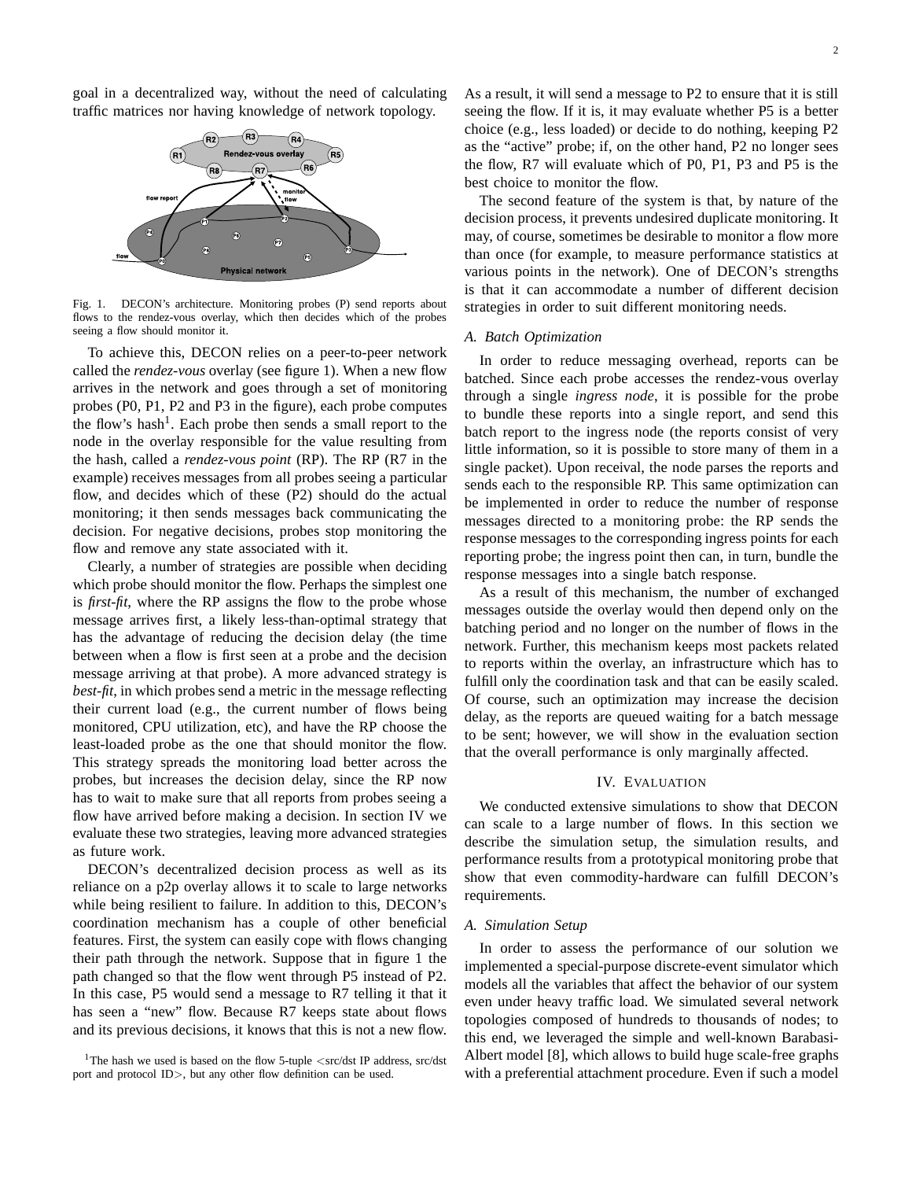goal in a decentralized way, without the need of calculating traffic matrices nor having knowledge of network topology.

Fig. 1. DECON's architecture. Monitoring probes (P) send reports about flows to the rendez-vous overlay, which then decides which of the probes seeing a flow should monitor it.

To achieve this, DECON relies on a peer-to-peer network called the *rendez-vous* overlay (see figure 1). When a new flow arrives in the network and goes through a set of monitoring probes (P0, P1, P2 and P3 in the figure), each probe computes the flow's hash[1]. Each probe then sends a small report to the node in the overlay responsible for the value resulting from the hash, called a *rendez-vous point* (RP). The RP (R7 in the example) receives messages from all probes seeing a particular flow, and decides which of these (P2) should do the actual monitoring; it then sends messages back communicating the decision. For negative decisions, probes stop monitoring the flow and remove any state associated with it.

Clearly, a number of strategies are possible when deciding which probe should monitor the flow. Perhaps the simplest one is *first-fit*, where the RP assigns the flow to the probe whose message arrives first, a likely less-than-optimal strategy that has the advantage of reducing the decision delay (the time between when a flow is first seen at a probe and the decision message arriving at that probe). A more advanced strategy is *best-fit*, in which probes send a metric in the message reflecting their current load (e.g., the current number of flows being monitored, CPU utilization, etc), and have the RP choose the least-loaded probe as the one that should monitor the flow. This strategy spreads the monitoring load better across the probes, but increases the decision delay, since the RP now has to wait to make sure that all reports from probes seeing a flow have arrived before making a decision. In section IV we evaluate these two strategies, leaving more advanced strategies as future work.

DECON's decentralized decision process as well as its reliance on a p2p overlay allows it to scale to large networks while being resilient to failure. In addition to this, DECON's coordination mechanism has a couple of other beneficial features. First, the system can easily cope with flows changing their path through the network. Suppose that in figure 1 the path changed so that the flow went through P5 instead of P2. In this case, P5 would send a message to R7 telling it that it has seen a "new" flow. Because R7 keeps state about flows and its previous decisions, it knows that this is not a new flow. As a result, it will send a message to P2 to ensure that it is still seeing the flow. If it is, it may evaluate whether P5 is a better choice (e.g., less loaded) or decide to do nothing, keeping P2 as the "active" probe; if, on the other hand, P2 no longer sees the flow, R7 will evaluate which of P0, P1, P3 and P5 is the best choice to monitor the flow.

The second feature of the system is that, by nature of the decision process, it prevents undesired duplicate monitoring. It may, of course, sometimes be desirable to monitor a flow more than once (for example, to measure performance statistics at various points in the network). One of DECON's strengths is that it can accommodate a number of different decision strategies in order to suit different monitoring needs.

### A. Batch Optimization

In order to reduce messaging overhead, reports can be batched. Since each probe accesses the rendez-vous overlay through a single *ingress node*, it is possible for the probe to bundle these reports into a single report, and send this batch report to the ingress node (the reports consist of very little information, so it is possible to store many of them in a single packet). Upon receival, the node parses the reports and sends each to the responsible RP. This same optimization can be implemented in order to reduce the number of response messages directed to a monitoring probe: the RP sends the response messages to the corresponding ingress points for each reporting probe; the ingress point then can, in turn, bundle the response messages into a single batch response.

As a result of this mechanism, the number of exchanged messages outside the overlay would then depend only on the batching period and no longer on the number of flows in the network. Further, this mechanism keeps most packets related to reports within the overlay, an infrastructure which has to fulfill only the coordination task and that can be easily scaled. Of course, such an optimization may increase the decision delay, as the reports are queued waiting for a batch message to be sent; however, we will show in the evaluation section that the overall performance is only marginally affected.

## IV. Evaluation

We conducted extensive simulations to show that DECON can scale to a large number of flows. In this section we describe the simulation setup, the simulation results, and performance results from a prototypical monitoring probe that show that even commodity-hardware can fulfill DECON's requirements.

### A. Simulation Setup

In order to assess the performance of our solution we implemented a special-purpose discrete-event simulator which models all the variables that affect the behavior of our system even under heavy traffic load. We simulated several network topologies composed of hundreds to thousands of nodes; to this end, we leveraged the simple and well-known Barabasi-Albert model [8], which allows to build huge scale-free graphs with a preferential attachment procedure. Even if such a model

[1] The hash we used is based on the flow 5-tuple <src/dst IP address, src/dst port and protocol ID>, but any other flow definition can be used.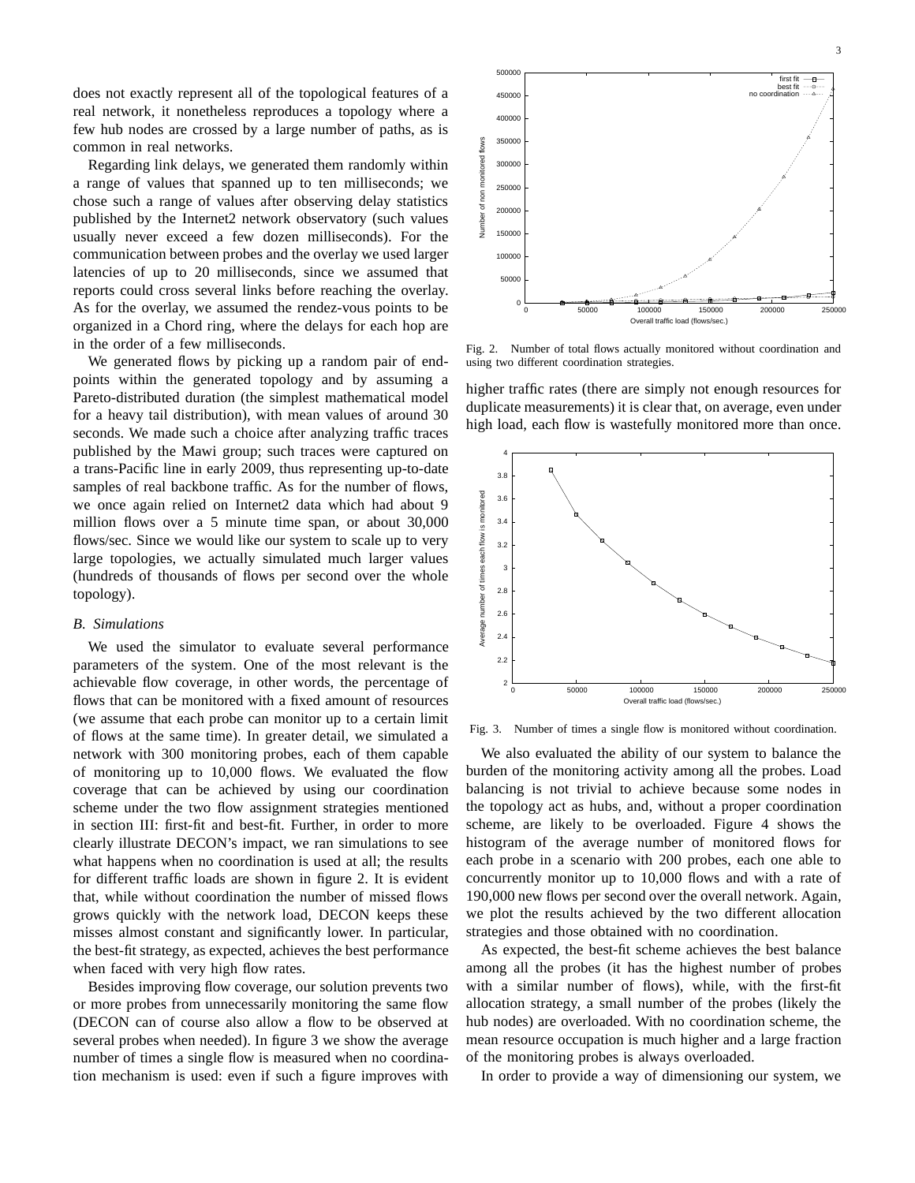does not exactly represent all of the topological features of a real network, it nonetheless reproduces a topology where a few hub nodes are crossed by a large number of paths, as is common in real networks.

Regarding link delays, we generated them randomly within a range of values that spanned up to ten milliseconds; we chose such a range of values after observing delay statistics published by the Internet2 network observatory (such values usually never exceed a few dozen milliseconds). For the communication between probes and the overlay we used larger latencies of up to 20 milliseconds, since we assumed that reports could cross several links before reaching the overlay. As for the overlay, we assumed the rendez-vous points to be organized in a Chord ring, where the delays for each hop are in the order of a few milliseconds.

We generated flows by picking up a random pair of end-points within the generated topology and by assuming a Pareto-distributed duration (the simplest mathematical model for a heavy tail distribution), with mean values of around 30 seconds. We made such a choice after analyzing traffic traces published by the Mawi group; such traces were captured on a trans-Pacific line in early 2009, thus representing up-to-date samples of real backbone traffic. As for the number of flows, we once again relied on Internet2 data which had about 9 million flows over a 5 minute time span, or about 30,000 flows/sec. Since we would like our system to scale up to very large topologies, we actually simulated much larger values (hundreds of thousands of flows per second over the whole topology).

### *B. Simulations*

We used the simulator to evaluate several performance parameters of the system. One of the most relevant is the achievable flow coverage, in other words, the percentage of flows that can be monitored with a fixed amount of resources (we assume that each probe can monitor up to a certain limit of flows at the same time). In greater detail, we simulated a network with 300 monitoring probes, each of them capable of monitoring up to 10,000 flows. We evaluated the flow coverage that can be achieved by using our coordination scheme under the two flow assignment strategies mentioned in section III: first-fit and best-fit. Further, in order to more clearly illustrate DECON's impact, we ran simulations to see what happens when no coordination is used at all; the results for different traffic loads are shown in figure 2. It is evident that, while without coordination the number of missed flows grows quickly with the network load, DECON keeps these misses almost constant and significantly lower. In particular, the best-fit strategy, as expected, achieves the best performance when faced with very high flow rates.

Besides improving flow coverage, our solution prevents two or more probes from unnecessarily monitoring the same flow (DECON can of course also allow a flow to be observed at several probes when needed). In figure 3 we show the average number of times a single flow is measured when no coordination mechanism is used: even if such a figure improves with higher traffic rates (there are simply not enough resources for duplicate measurements) it is clear that, on average, even under high load, each flow is wastefully monitored more than once.

Fig. 2. Number of total flows actually monitored without coordination and using two different coordination strategies.

Fig. 3. Number of times a single flow is monitored without coordination.

We also evaluated the ability of our system to balance the burden of the monitoring activity among all the probes. Load balancing is not trivial to achieve because some nodes in the topology act as hubs, and, without a proper coordination scheme, are likely to be overloaded. Figure 4 shows the histogram of the average number of monitored flows for each probe in a scenario with 200 probes, each one able to concurrently monitor up to 10,000 flows and with a rate of 190,000 new flows per second over the overall network. Again, we plot the results achieved by the two different allocation strategies and those obtained with no coordination.

As expected, the best-fit scheme achieves the best balance among all the probes (it has the highest number of probes with a similar number of flows), while, with the first-fit allocation strategy, a small number of the probes (likely the hub nodes) are overloaded. With no coordination scheme, the mean resource occupation is much higher and a large fraction of the monitoring probes is always overloaded.

In order to provide a way of dimensioning our system, we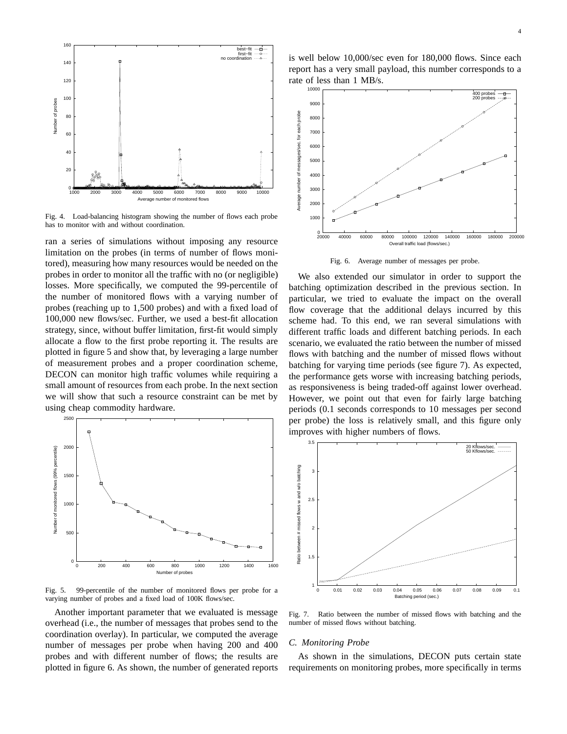Fig. 4. Load-balancing histogram showing the number of flows each probe has to monitor with and without coordination.

ran a series of simulations without imposing any resource limitation on the probes (in terms of number of flows monitored), measuring how many resources would be needed on the probes in order to monitor all the traffic with no (or negligible) losses. More specifically, we computed the 99-percentile of the number of monitored flows with a varying number of probes (reaching up to 1,500 probes) and with a fixed load of 100,000 new flows/sec. Further, we used a best-fit allocation strategy, since, without buffer limitation, first-fit would simply allocate a flow to the first probe reporting it. The results are plotted in figure 5 and show that, by leveraging a large number of measurement probes and a proper coordination scheme, DECON can monitor high traffic volumes while requiring a small amount of resources from each probe. In the next section we will show that such a resource constraint can be met by using cheap commodity hardware.

Fig. 5. 99-percentile of the number of monitored flows per probe for a varying number of probes and a fixed load of 100K flows/sec.

Another important parameter that we evaluated is message overhead (i.e., the number of messages that probes send to the coordination overlay). In particular, we computed the average number of messages per probe when having 200 and 400 probes and with different number of flows; the results are plotted in figure 6. As shown, the number of generated reports is well below 10,000/sec even for 180,000 flows. Since each report has a very small payload, this number corresponds to a rate of less than 1 MB/s.

Fig. 6. Average number of messages per probe.

We also extended our simulator in order to support the batching optimization described in the previous section. In particular, we tried to evaluate the impact on the overall flow coverage that the additional delays incurred by this scheme had. To this end, we ran several simulations with different traffic loads and different batching periods. In each scenario, we evaluated the ratio between the number of missed flows with batching and the number of missed flows without batching for varying time periods (see figure 7). As expected, the performance gets worse with increasing batching periods, as responsiveness is being traded-off against lower overhead. However, we point out that even for fairly large batching periods (0.1 seconds corresponds to 10 messages per second per probe) the loss is relatively small, and this figure only improves with higher numbers of flows.

Fig. 7. Ratio between the number of missed flows with batching and the number of missed flows without batching.

### *C. Monitoring Probe*

As shown in the simulations, DECON puts certain state requirements on monitoring probes, more specifically in terms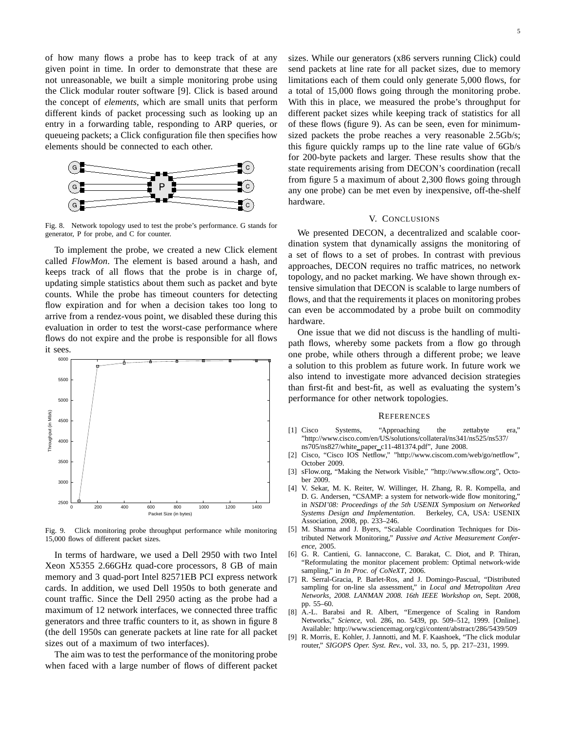of how many flows a probe has to keep track of at any given point in time. In order to demonstrate that these are not unreasonable, we built a simple monitoring probe using the Click modular router software [9]. Click is based around the concept of *elements*, which are small units that perform different kinds of packet processing such as looking up an entry in a forwarding table, responding to ARP queries, or queueing packets; a Click configuration file then specifies how elements should be connected to each other.

G G G P C C C

Fig. 8. Network topology used to test the probe's performance. G stands for generator, P for probe, and C for counter.

To implement the probe, we created a new Click element called *FlowMon*. The element is based around a hash, and keeps track of all flows that the probe is in charge of, updating simple statistics about them such as packet and byte counts. While the probe has timeout counters for detecting flow expiration and for when a decision takes too long to arrive from a rendez-vous point, we disabled these during this evaluation in order to test the worst-case performance where flows do not expire and the probe is responsible for all flows it sees.

Throughput (in Mb/s)
6000
5500
5000
4500
4000
3500
3000
2500
0 200 400 600 800 1000 1200 1400
Packet Size (in bytes)

Fig. 9. Click monitoring probe throughput performance while monitoring 15,000 flows of different packet sizes.

In terms of hardware, we used a Dell 2950 with two Intel Xeon X5355 2.66GHz quad-core processors, 8 GB of main memory and 3 quad-port Intel 82571EB PCI express network cards. In addition, we used Dell 1950s to both generate and count traffic. Since the Dell 2950 acting as the probe had a maximum of 12 network interfaces, we connected three traffic generators and three traffic counters to it, as shown in figure 8 (the dell 1950s can generate packets at line rate for all packet sizes out of a maximum of two interfaces).

The aim was to test the performance of the monitoring probe when faced with a large number of flows of different packet sizes. While our generators (x86 servers running Click) could send packets at line rate for all packet sizes, due to memory limitations each of them could only generate 5,000 flows, for a total of 15,000 flows going through the monitoring probe. With this in place, we measured the probe's throughput for different packet sizes while keeping track of statistics for all of these flows (figure 9). As can be seen, even for minimum-sized packets the probe reaches a very reasonable 2.5Gb/s; this figure quickly ramps up to the line rate value of 6Gb/s for 200-byte packets and larger. These results show that the state requirements arising from DECON's coordination (recall from figure 5 a maximum of about 2,300 flows going through any one probe) can be met even by inexpensive, off-the-shelf hardware.

## V. Conclusions

We presented DECON, a decentralized and scalable coordination system that dynamically assigns the monitoring of a set of flows to a set of probes. In contrast with previous approaches, DECON requires no traffic matrices, no network topology, and no packet marking. We have shown through extensive simulation that DECON is scalable to large numbers of flows, and that the requirements it places on monitoring probes can even be accommodated by a probe built on commodity hardware.

One issue that we did not discuss is the handling of multi-path flows, whereby some packets from a flow go through one probe, while others through a different probe; we leave a solution to this problem as future work. In future work we also intend to investigate more advanced decision strategies than first-fit and best-fit, as well as evaluating the system's performance for other network topologies.

## References

[1] Cisco Systems, "Approaching the zettabyte era," "http://www.cisco.com/en/US/solutions/collateral/ns341/ns525/ns537/ns705/ns827/white_paper_c11-481374.pdf", June 2008.

[2] Cisco, "Cisco IOS Netflow," "http://www.ciscom.com/web/go/netflow", October 2009.

[3] sFlow.org, "Making the Network Visible," "http://www.sflow.org", October 2009.

[4] V. Sekar, M. K. Reiter, W. Willinger, H. Zhang, R. R. Kompella, and D. G. Andersen, "CSAMP: a system for network-wide flow monitoring," in *NSDI'08: Proceedings of the 5th USENIX Symposium on Networked Systems Design and Implementation*. Berkeley, CA, USA: USENIX Association, 2008, pp. 233–246.

[5] M. Sharma and J. Byers, "Scalable Coordination Techniques for Distributed Network Monitoring," *Passive and Active Measurement Conference*, 2005.

[6] G. R. Cantieni, G. Iannaccone, C. Barakat, C. Diot, and P. Thiran, "Reformulating the monitor placement problem: Optimal network-wide sampling," in *In Proc. of CoNeXT*, 2006.

[7] R. Serral-Gracia, P. Barlet-Ros, and J. Domingo-Pascual, "Distributed sampling for on-line sla assessment," in *Local and Metropolitan Area Networks, 2008. LANMAN 2008. 16th IEEE Workshop on*, Sept. 2008, pp. 55–60.

[8] A.-L. Barabsi and R. Albert, "Emergence of Scaling in Random Networks," *Science*, vol. 286, no. 5439, pp. 509–512, 1999. [Online]. Available: http://www.sciencemag.org/cgi/content/abstract/286/5439/509

[9] R. Morris, E. Kohler, J. Jannotti, and M. F. Kaashoek, "The click modular router," *SIGOPS Oper. Syst. Rev.*, vol. 33, no. 5, pp. 217–231, 1999.